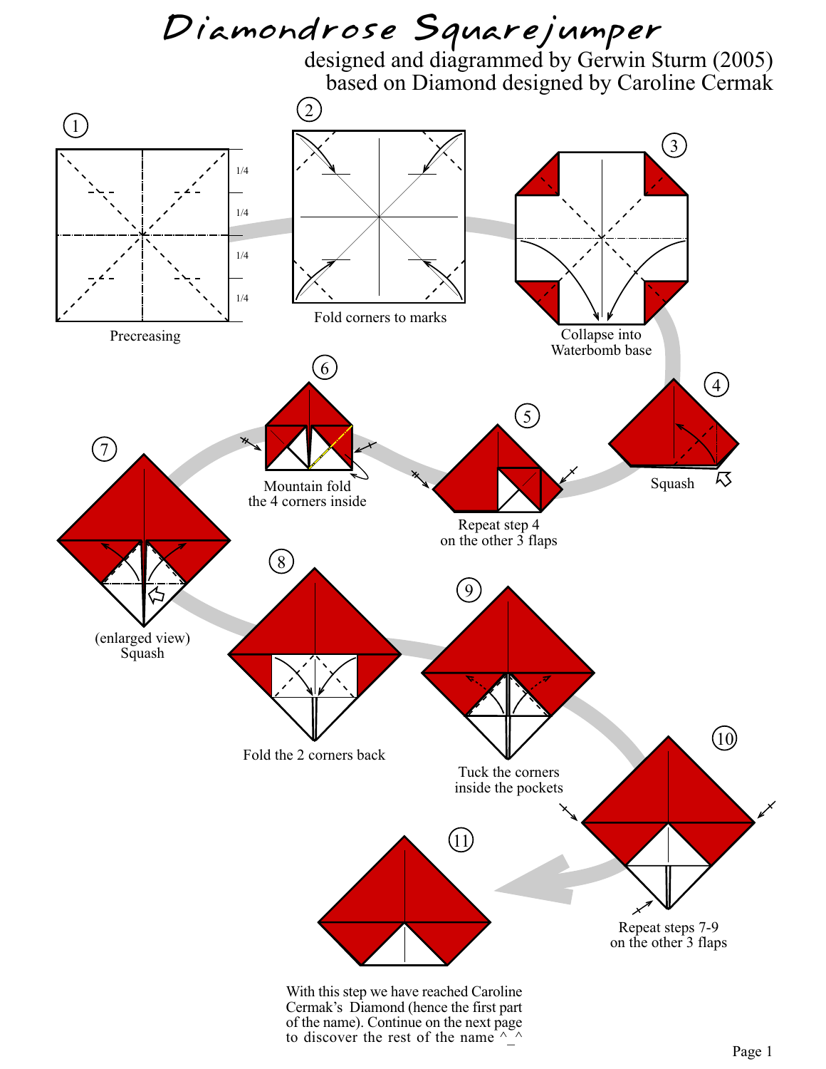# Diamondrose Squarejumper

designed and diagrammed by Gerwin Sturm (2005)
based on Diamond designed by Caroline Cermak

1. Precreasing (1/4, 1/4, 1/4, 1/4)

2. Fold corners to marks

3. Collapse into Waterbomb base

4. Squash

5. Repeat step 4 on the other 3 flaps

6. Mountain fold the 4 corners inside

7. (enlarged view) Squash

8. Fold the 2 corners back

9. Tuck the corners inside the pockets

10. Repeat steps 7-9 on the other 3 flaps

11. With this step we have reached Caroline Cermak's Diamond (hence the first part of the name). Continue on the next page to discover the rest of the name ^_^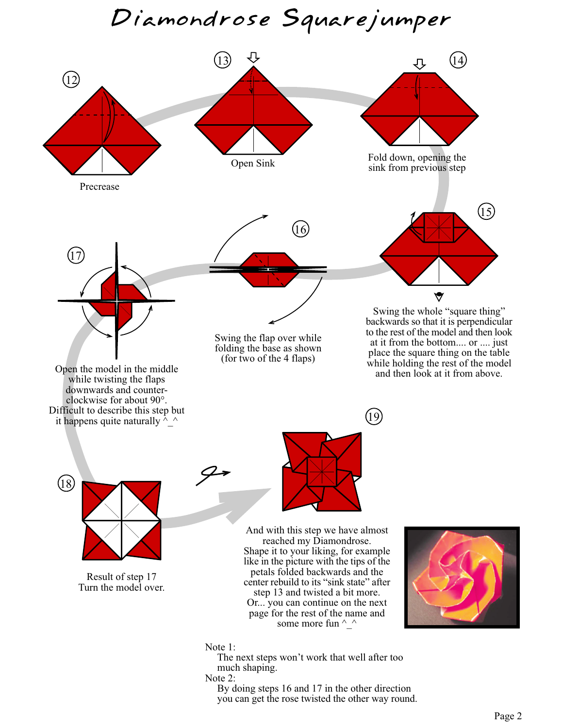# Diamondrose Squarejumper

12

Precrease

13

Open Sink

14

Fold down, opening the sink from previous step

15

Swing the whole "square thing" backwards so that it is perpendicular to the rest of the model and then look at it from the bottom.... or .... just place the square thing on the table while holding the rest of the model and then look at it from above.

16

Swing the flap over while folding the base as shown (for two of the 4 flaps)

17

Open the model in the middle while twisting the flaps downwards and counter-clockwise for about 90°. Difficult to describe this step but it happens quite naturally ^_^

18

Result of step 17
Turn the model over.

19

And with this step we have almost reached my Diamondrose.
Shape it to your liking, for example like in the picture with the tips of the petals folded backwards and the center rebuild to its "sink state" after step 13 and twisted a bit more.
Or... you can continue on the next page for the rest of the name and some more fun ^_^

Note 1:
The next steps won't work that well after too much shaping.

Note 2:
By doing steps 16 and 17 in the other direction you can get the rose twisted the other way round.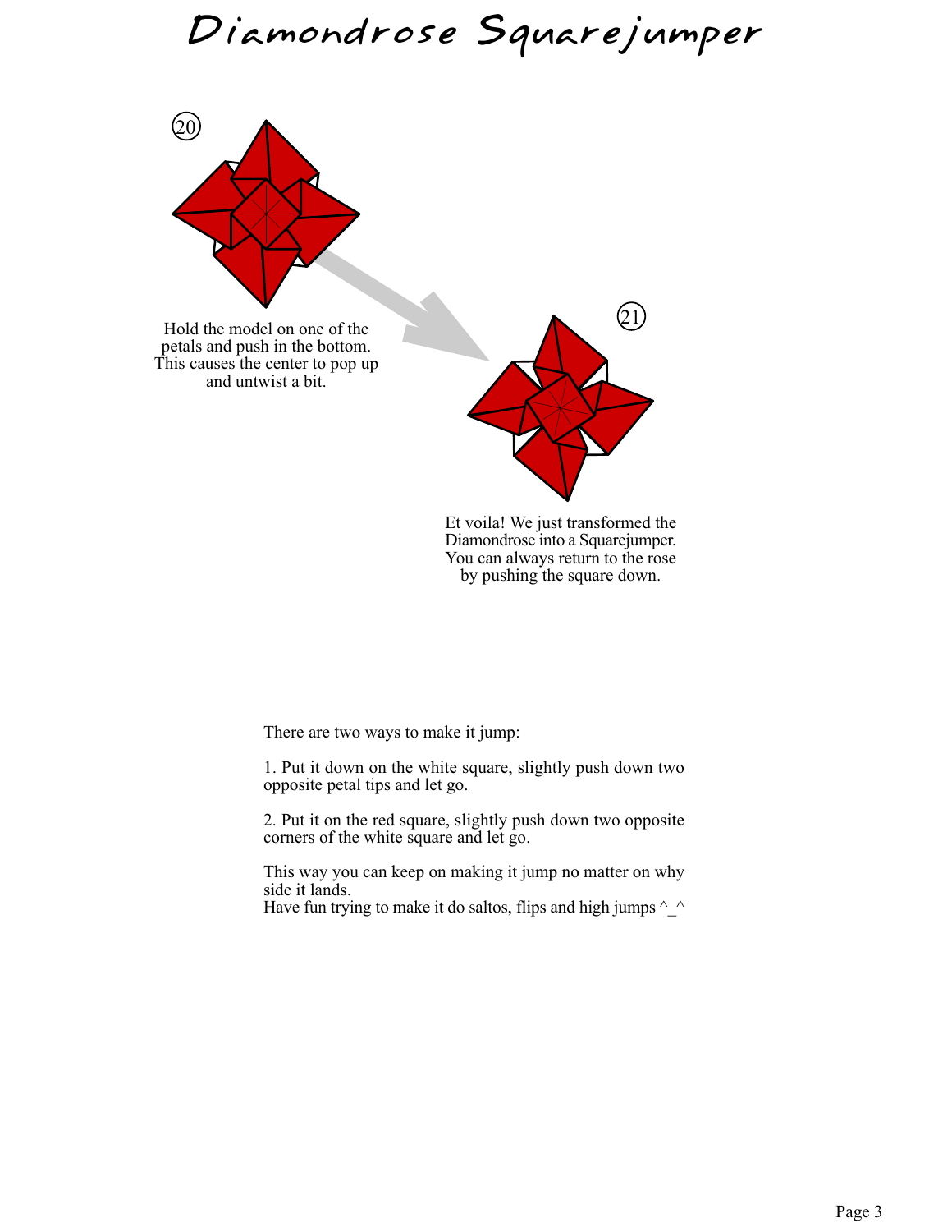# Diamondrose Squarejumper

20

Hold the model on one of the petals and push in the bottom. This causes the center to pop up and untwist a bit.

21

Et voila! We just transformed the Diamondrose into a Squarejumper. You can always return to the rose by pushing the square down.

There are two ways to make it jump:

1. Put it down on the white square, slightly push down two opposite petal tips and let go.

2. Put it on the red square, slightly push down two opposite corners of the white square and let go.

This way you can keep on making it jump no matter on why side it lands.
Have fun trying to make it do saltos, flips and high jumps ^_^